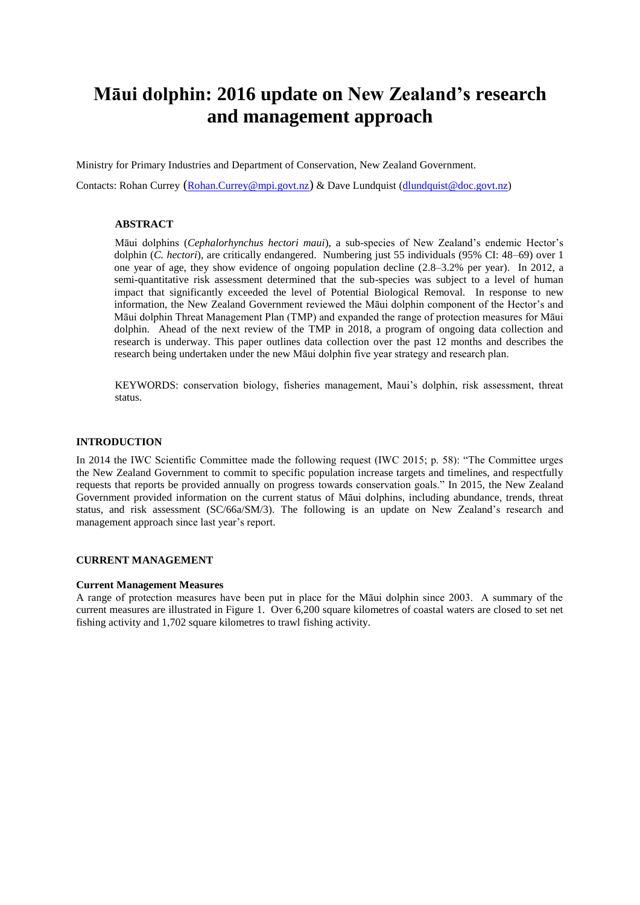# Māui dolphin: 2016 update on New Zealand's research and management approach

Ministry for Primary Industries and Department of Conservation, New Zealand Government.

Contacts: Rohan Currey (Rohan.Currey@mpi.govt.nz) & Dave Lundquist (dlundquist@doc.govt.nz)

### ABSTRACT

Māui dolphins (*Cephalorhynchus hectori maui*), a sub-species of New Zealand's endemic Hector's dolphin (*C. hectori*), are critically endangered. Numbering just 55 individuals (95% CI: 48–69) over 1 one year of age, they show evidence of ongoing population decline (2.8–3.2% per year). In 2012, a semi-quantitative risk assessment determined that the sub-species was subject to a level of human impact that significantly exceeded the level of Potential Biological Removal. In response to new information, the New Zealand Government reviewed the Māui dolphin component of the Hector's and Māui dolphin Threat Management Plan (TMP) and expanded the range of protection measures for Māui dolphin. Ahead of the next review of the TMP in 2018, a program of ongoing data collection and research is underway. This paper outlines data collection over the past 12 months and describes the research being undertaken under the new Māui dolphin five year strategy and research plan.

KEYWORDS: conservation biology, fisheries management, Maui's dolphin, risk assessment, threat status.

## INTRODUCTION

In 2014 the IWC Scientific Committee made the following request (IWC 2015; p. 58): "The Committee urges the New Zealand Government to commit to specific population increase targets and timelines, and respectfully requests that reports be provided annually on progress towards conservation goals." In 2015, the New Zealand Government provided information on the current status of Māui dolphins, including abundance, trends, threat status, and risk assessment (SC/66a/SM/3). The following is an update on New Zealand's research and management approach since last year's report.

## CURRENT MANAGEMENT

### Current Management Measures

A range of protection measures have been put in place for the Māui dolphin since 2003. A summary of the current measures are illustrated in Figure 1. Over 6,200 square kilometres of coastal waters are closed to set net fishing activity and 1,702 square kilometres to trawl fishing activity.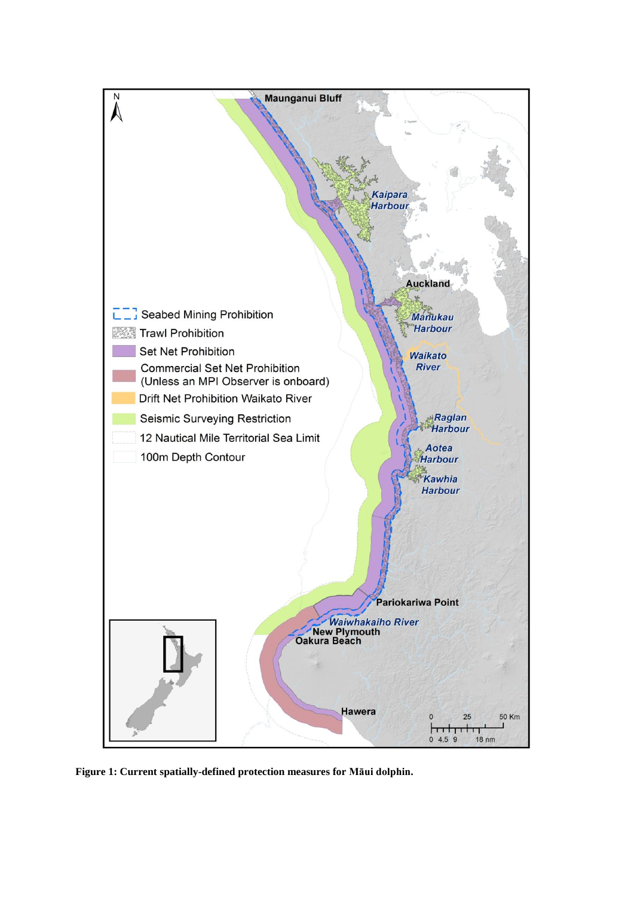**Figure 1: Current spatially-defined protection measures for Māui dolphin.**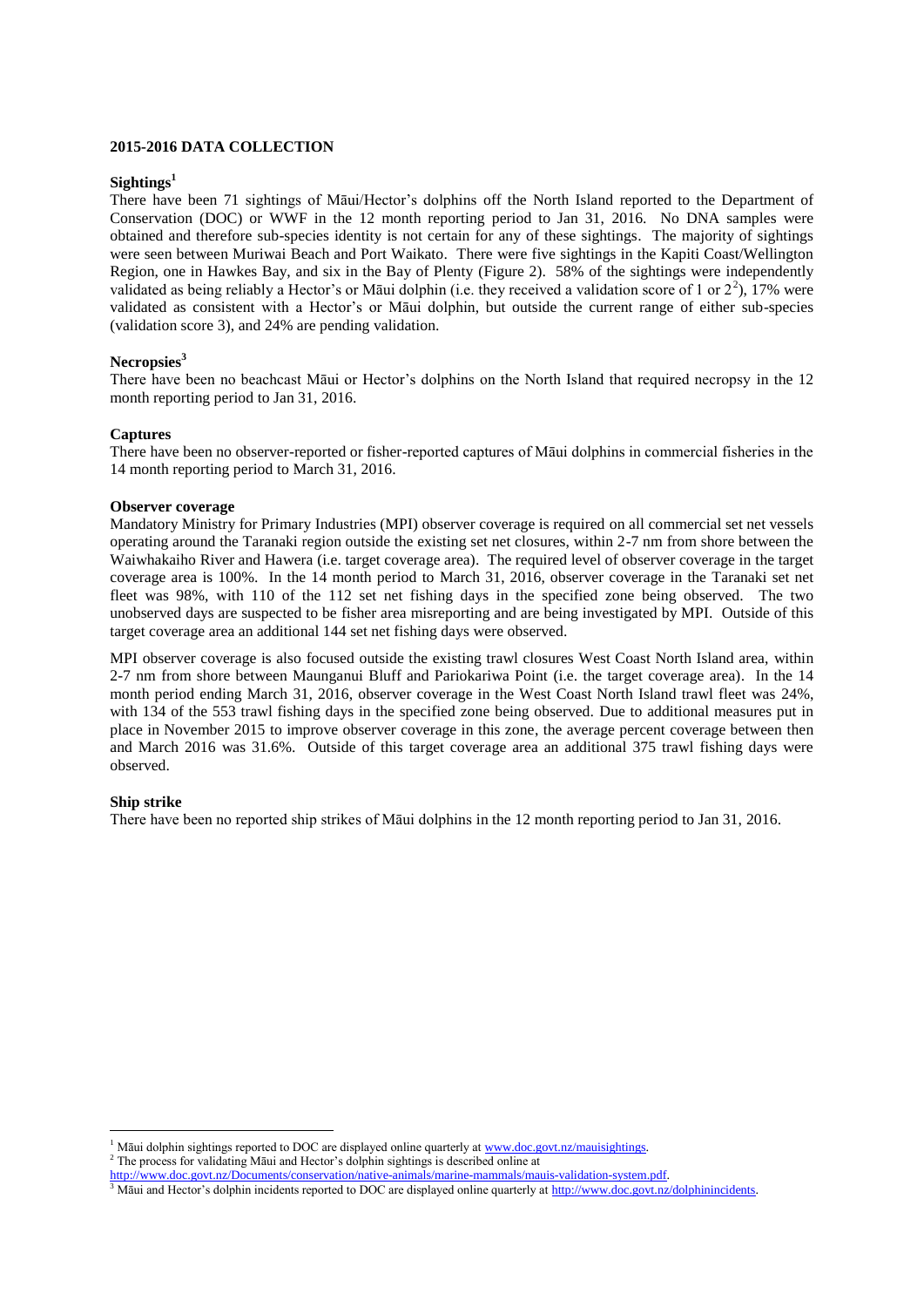**2015-2016 DATA COLLECTION**

**Sightings[1]**

There have been 71 sightings of Māui/Hector's dolphins off the North Island reported to the Department of Conservation (DOC) or WWF in the 12 month reporting period to Jan 31, 2016. No DNA samples were obtained and therefore sub-species identity is not certain for any of these sightings. The majority of sightings were seen between Muriwai Beach and Port Waikato. There were five sightings in the Kapiti Coast/Wellington Region, one in Hawkes Bay, and six in the Bay of Plenty (Figure 2). 58% of the sightings were independently validated as being reliably a Hector's or Māui dolphin (i.e. they received a validation score of 1 or 2[2]), 17% were validated as consistent with a Hector's or Māui dolphin, but outside the current range of either sub-species (validation score 3), and 24% are pending validation.

**Necropsies[3]**

There have been no beachcast Māui or Hector's dolphins on the North Island that required necropsy in the 12 month reporting period to Jan 31, 2016.

**Captures**

There have been no observer-reported or fisher-reported captures of Māui dolphins in commercial fisheries in the 14 month reporting period to March 31, 2016.

**Observer coverage**

Mandatory Ministry for Primary Industries (MPI) observer coverage is required on all commercial set net vessels operating around the Taranaki region outside the existing set net closures, within 2-7 nm from shore between the Waiwhakaiho River and Hawera (i.e. target coverage area). The required level of observer coverage in the target coverage area is 100%. In the 14 month period to March 31, 2016, observer coverage in the Taranaki set net fleet was 98%, with 110 of the 112 set net fishing days in the specified zone being observed. The two unobserved days are suspected to be fisher area misreporting and are being investigated by MPI. Outside of this target coverage area an additional 144 set net fishing days were observed.

MPI observer coverage is also focused outside the existing trawl closures West Coast North Island area, within 2-7 nm from shore between Maunganui Bluff and Pariokariwa Point (i.e. the target coverage area). In the 14 month period ending March 31, 2016, observer coverage in the West Coast North Island trawl fleet was 24%, with 134 of the 553 trawl fishing days in the specified zone being observed. Due to additional measures put in place in November 2015 to improve observer coverage in this zone, the average percent coverage between then and March 2016 was 31.6%. Outside of this target coverage area an additional 375 trawl fishing days were observed.

**Ship strike**

There have been no reported ship strikes of Māui dolphins in the 12 month reporting period to Jan 31, 2016.

---

[1] Māui dolphin sightings reported to DOC are displayed online quarterly at www.doc.govt.nz/mauisightings.

[2] The process for validating Māui and Hector's dolphin sightings is described online at http://www.doc.govt.nz/Documents/conservation/native-animals/marine-mammals/mauis-validation-system.pdf.

[3] Māui and Hector's dolphin incidents reported to DOC are displayed online quarterly at http://www.doc.govt.nz/dolphinincidents.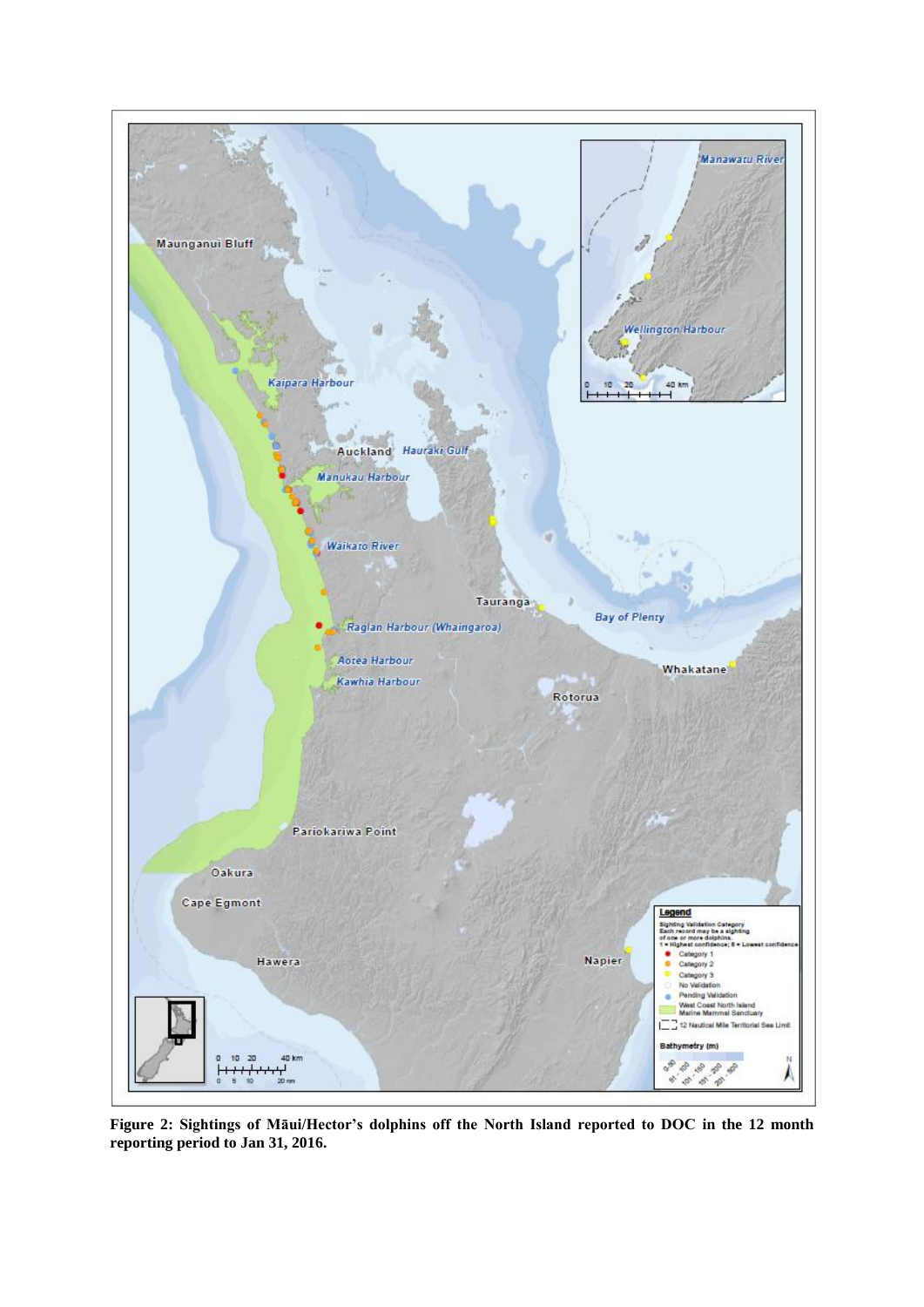**Figure 2: Sightings of Māui/Hector's dolphins off the North Island reported to DOC in the 12 month reporting period to Jan 31, 2016.**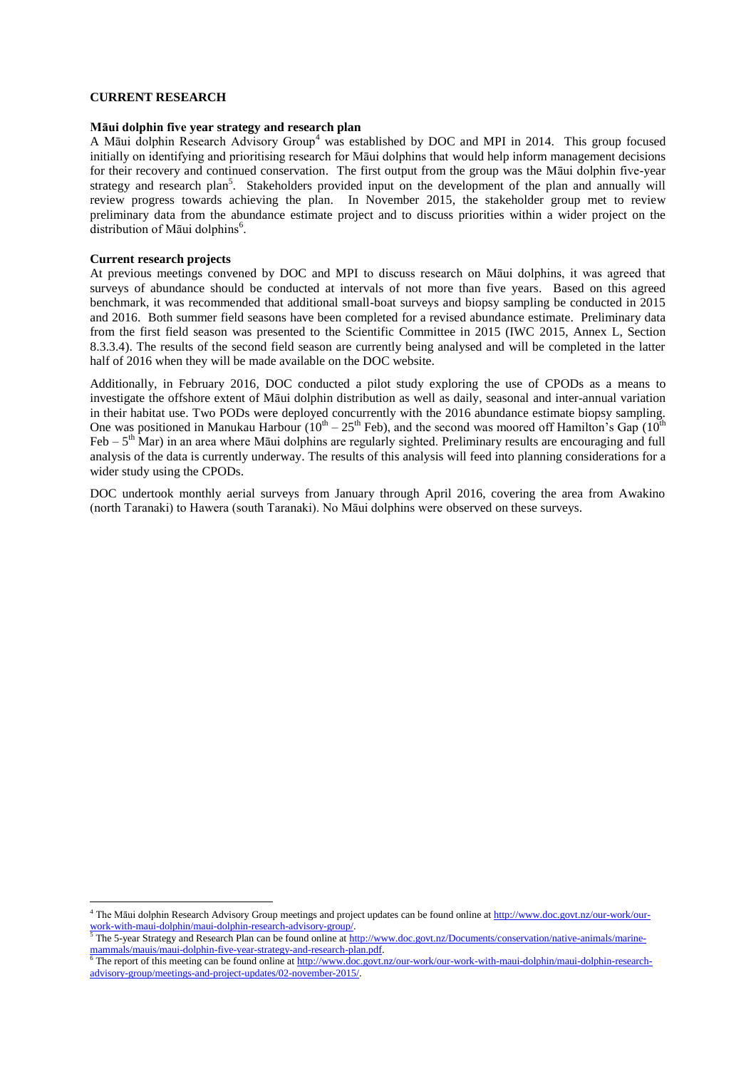## CURRENT RESEARCH

### Māui dolphin five year strategy and research plan

A Māui dolphin Research Advisory Group[4] was established by DOC and MPI in 2014. This group focused initially on identifying and prioritising research for Māui dolphins that would help inform management decisions for their recovery and continued conservation. The first output from the group was the Māui dolphin five-year strategy and research plan[5]. Stakeholders provided input on the development of the plan and annually will review progress towards achieving the plan. In November 2015, the stakeholder group met to review preliminary data from the abundance estimate project and to discuss priorities within a wider project on the distribution of Māui dolphins[6].

### Current research projects

At previous meetings convened by DOC and MPI to discuss research on Māui dolphins, it was agreed that surveys of abundance should be conducted at intervals of not more than five years. Based on this agreed benchmark, it was recommended that additional small-boat surveys and biopsy sampling be conducted in 2015 and 2016. Both summer field seasons have been completed for a revised abundance estimate. Preliminary data from the first field season was presented to the Scientific Committee in 2015 (IWC 2015, Annex L, Section 8.3.3.4). The results of the second field season are currently being analysed and will be completed in the latter half of 2016 when they will be made available on the DOC website.

Additionally, in February 2016, DOC conducted a pilot study exploring the use of CPODs as a means to investigate the offshore extent of Māui dolphin distribution as well as daily, seasonal and inter-annual variation in their habitat use. Two PODs were deployed concurrently with the 2016 abundance estimate biopsy sampling. One was positioned in Manukau Harbour (10th – 25th Feb), and the second was moored off Hamilton's Gap (10th Feb – 5th Mar) in an area where Māui dolphins are regularly sighted. Preliminary results are encouraging and full analysis of the data is currently underway. The results of this analysis will feed into planning considerations for a wider study using the CPODs.

DOC undertook monthly aerial surveys from January through April 2016, covering the area from Awakino (north Taranaki) to Hawera (south Taranaki). No Māui dolphins were observed on these surveys.

---

[4] The Māui dolphin Research Advisory Group meetings and project updates can be found online at http://www.doc.govt.nz/our-work/our-work-with-maui-dolphin/maui-dolphin-research-advisory-group/.

[5] The 5-year Strategy and Research Plan can be found online at http://www.doc.govt.nz/Documents/conservation/native-animals/marine-mammals/mauis/maui-dolphin-five-year-strategy-and-research-plan.pdf.

[6] The report of this meeting can be found online at http://www.doc.govt.nz/our-work/our-work-with-maui-dolphin/maui-dolphin-research-advisory-group/meetings-and-project-updates/02-november-2015/.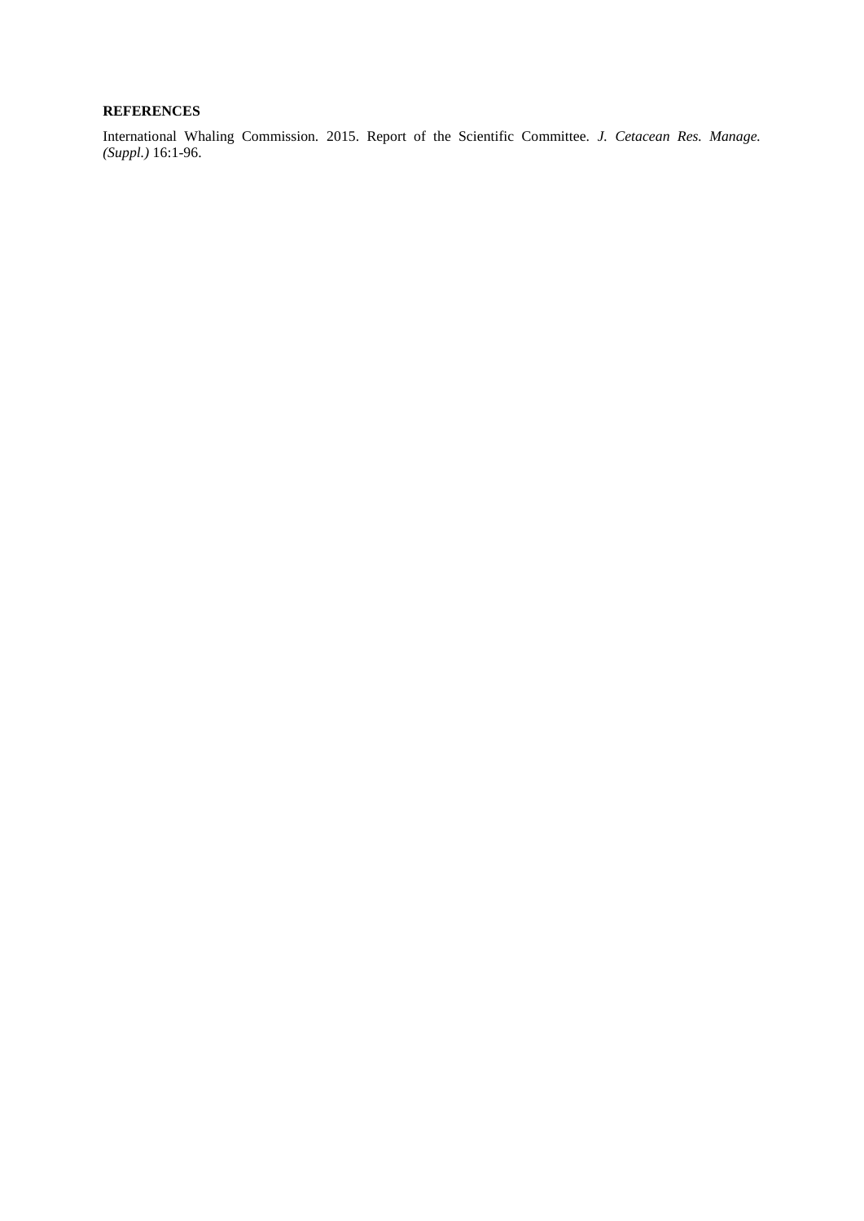**REFERENCES**

International Whaling Commission. 2015. Report of the Scientific Committee. *J. Cetacean Res. Manage. (Suppl.)* 16:1-96.